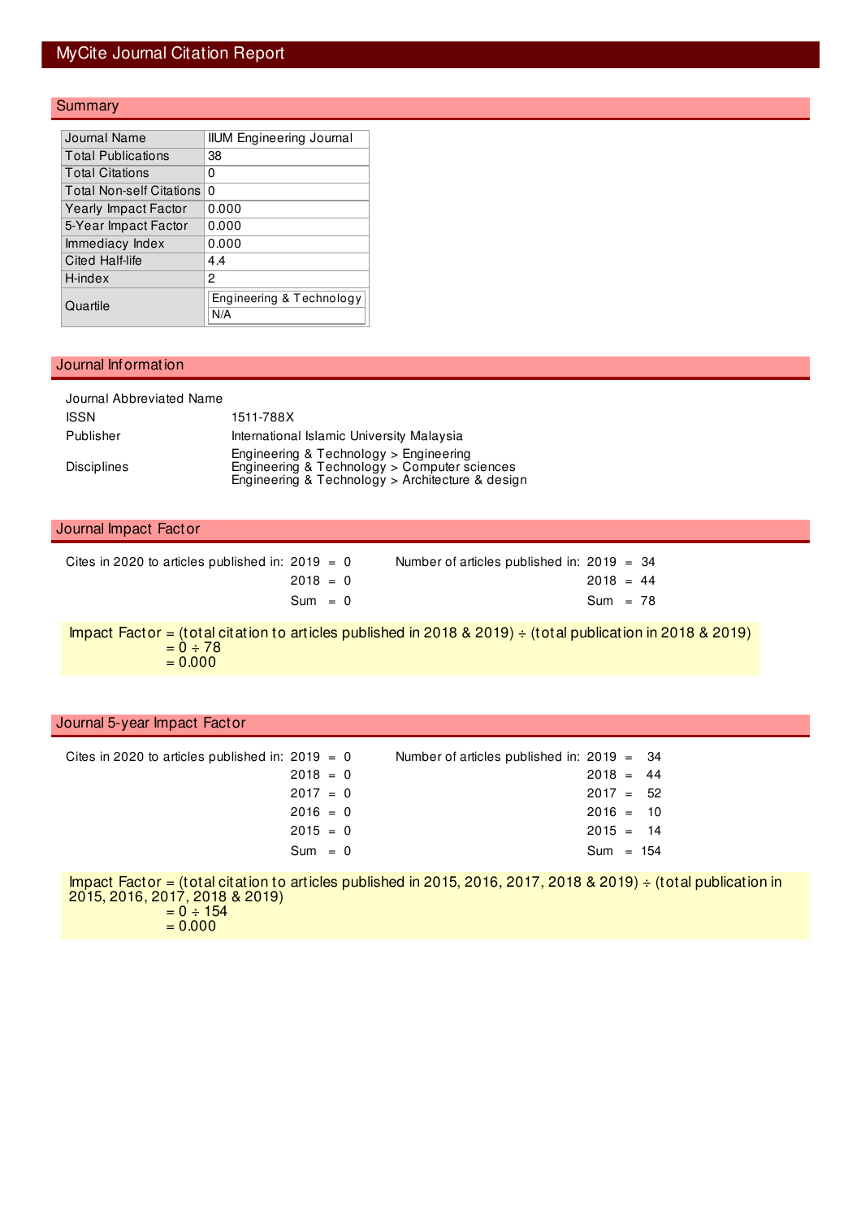# MyCite Journal Citation Report

## Summary

| | |
|---|---|
| Journal Name | IIUM Engineering Journal |
| Total Publications | 38 |
| Total Citations | 0 |
| Total Non-self Citations | 0 |
| Yearly Impact Factor | 0.000 |
| 5-Year Impact Factor | 0.000 |
| Immediacy Index | 0.000 |
| Cited Half-life | 4.4 |
| H-index | 2 |
| Quartile | Engineering & Technology<br>N/A |

## Journal Information

| | |
|---|---|
| Journal Abbreviated Name | |
| ISSN | 1511-788X |
| Publisher | International Islamic University Malaysia |
| Disciplines | Engineering & Technology > Engineering<br>Engineering & Technology > Computer sciences<br>Engineering & Technology > Architecture & design |

## Journal Impact Factor

| Cites in 2020 to articles published in: | | Number of articles published in: | |
|---|---|---|---|
| 2019 | 0 | 2019 | 34 |
| 2018 | 0 | 2018 | 44 |
| Sum | 0 | Sum | 78 |

Impact Factor = (total citation to articles published in 2018 & 2019) ÷ (total publication in 2018 & 2019)
= 0 ÷ 78
= 0.000

## Journal 5-year Impact Factor

| Cites in 2020 to articles published in: | | Number of articles published in: | |
|---|---|---|---|
| 2019 | 0 | 2019 | 34 |
| 2018 | 0 | 2018 | 44 |
| 2017 | 0 | 2017 | 52 |
| 2016 | 0 | 2016 | 10 |
| 2015 | 0 | 2015 | 14 |
| Sum | 0 | Sum | 154 |

Impact Factor = (total citation to articles published in 2015, 2016, 2017, 2018 & 2019) ÷ (total publication in 2015, 2016, 2017, 2018 & 2019)
= 0 ÷ 154
= 0.000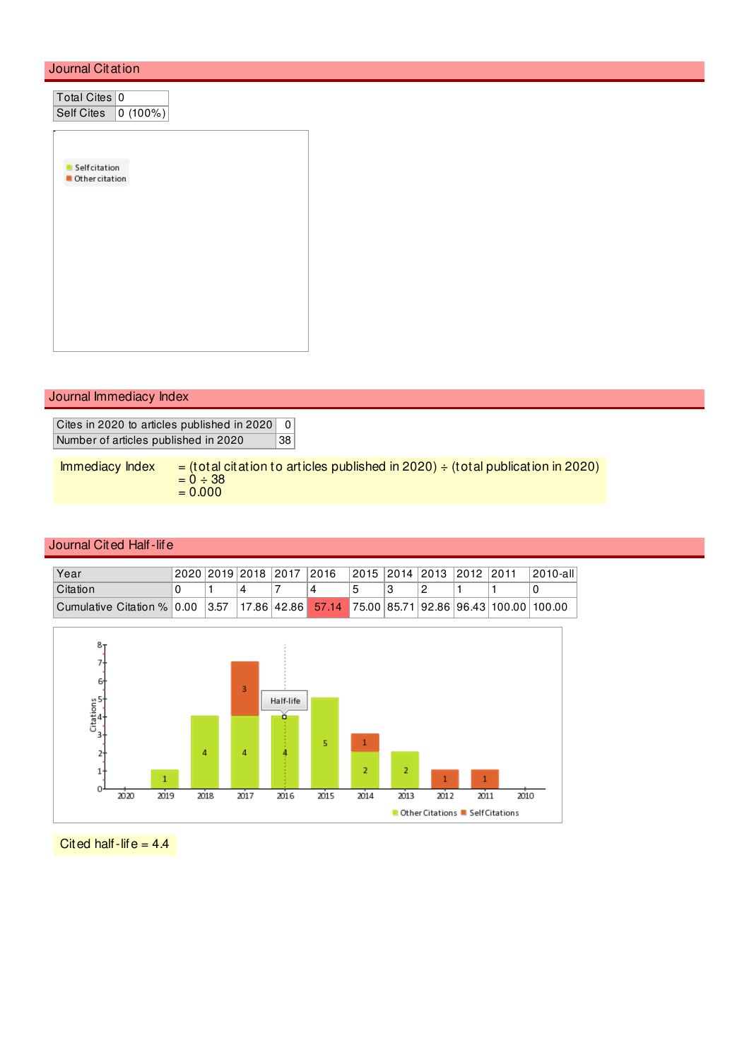## Journal Citation

| Total Cites | 0 |
|---|---|
| Self Cites | 0 (100%) |

## Journal Immediacy Index

| Cites in 2020 to articles published in 2020 | 0 |
|---|---|
| Number of articles published in 2020 | 38 |

Immediacy Index = (total citation to articles published in 2020) ÷ (total publication in 2020)
= 0 ÷ 38
= 0.000

## Journal Cited Half-life

| Year | 2020 | 2019 | 2018 | 2017 | 2016 | 2015 | 2014 | 2013 | 2012 | 2011 | 2010-all |
|---|---|---|---|---|---|---|---|---|---|---|---|
| Citation | 0 | 1 | 4 | 7 | 4 | 5 | 3 | 2 | 1 | 1 | 0 |
| Cumulative Citation % | 0.00 | 3.57 | 17.86 | 42.86 | 57.14 | 75.00 | 85.71 | 92.86 | 96.43 | 100.00 | 100.00 |

Cited half-life = 4.4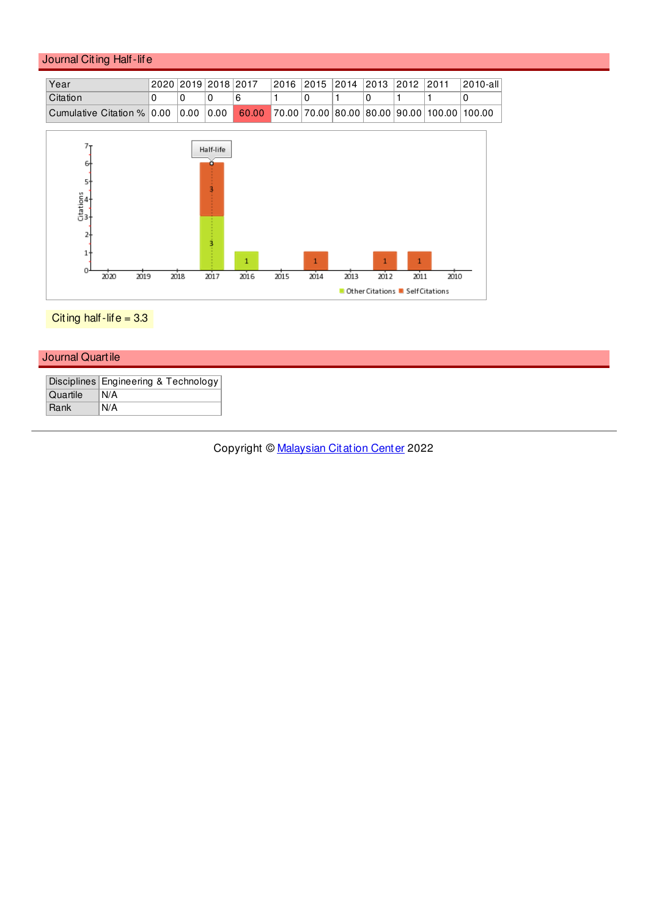## Journal Citing Half-life

| Year | 2020 | 2019 | 2018 | 2017 | 2016 | 2015 | 2014 | 2013 | 2012 | 2011 | 2010-all |
|---|---|---|---|---|---|---|---|---|---|---|---|
| Citation | 0 | 0 | 0 | 6 | 1 | 0 | 1 | 0 | 1 | 1 | 0 |
| Cumulative Citation % | 0.00 | 0.00 | 0.00 | 60.00 | 70.00 | 70.00 | 80.00 | 80.00 | 90.00 | 100.00 | 100.00 |

Half-life

Citations

0 1 2 3 4 5 6 7

3
3
1
1
1
1

2020 2019 2018 2017 2016 2015 2014 2013 2012 2011 2010

Other Citations Self Citations

Citing half-life = 3.3

## Journal Quartile

| | |
|---|---|
| Disciplines | Engineering & Technology |
| Quartile | N/A |
| Rank | N/A |

Copyright © Malaysian Citation Center 2022